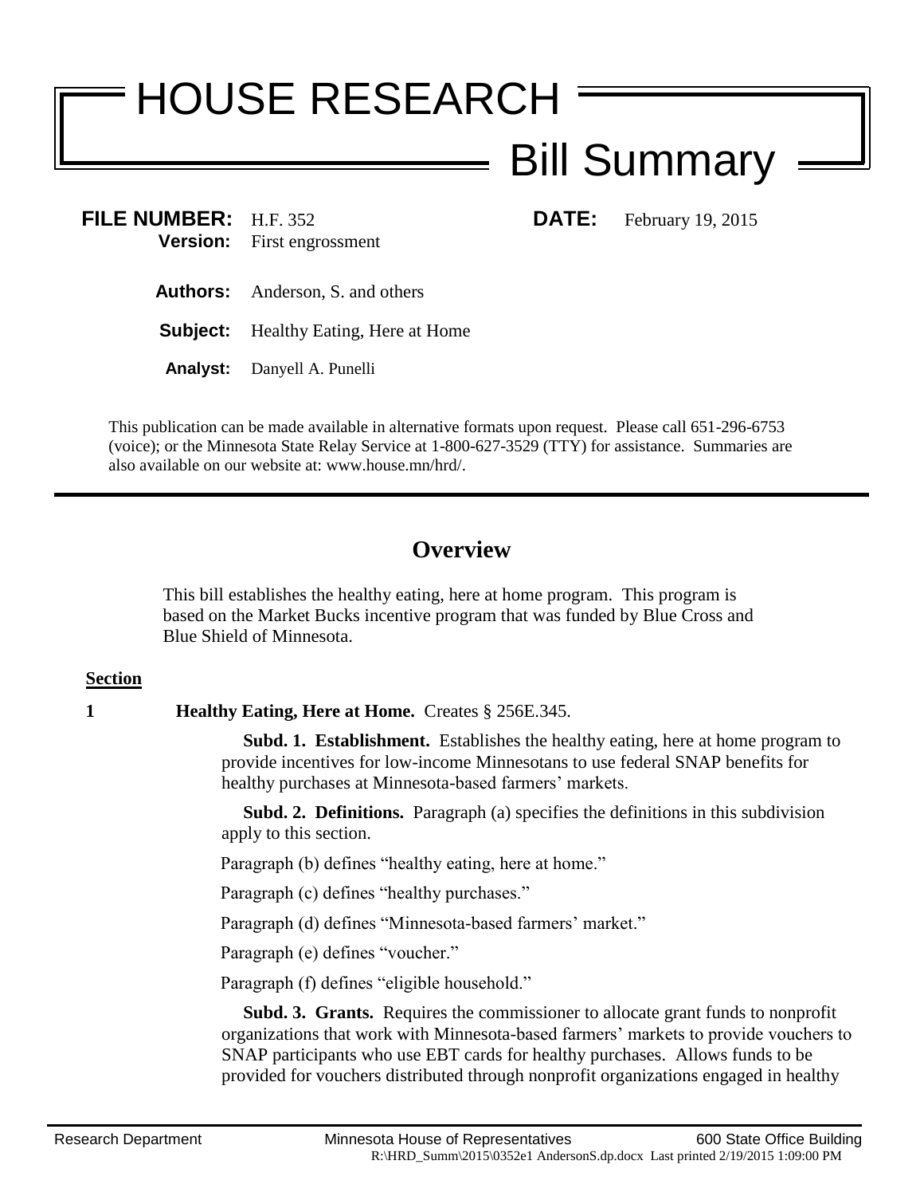# HOUSE RESEARCH

# Bill Summary

**FILE NUMBER:** H.F. 352 **DATE:** February 19, 2015
**Version:** First engrossment

**Authors:** Anderson, S. and others

**Subject:** Healthy Eating, Here at Home

**Analyst:** Danyell A. Punelli

This publication can be made available in alternative formats upon request. Please call 651-296-6753 (voice); or the Minnesota State Relay Service at 1-800-627-3529 (TTY) for assistance. Summaries are also available on our website at: www.house.mn/hrd/.

---

## Overview

This bill establishes the healthy eating, here at home program. This program is based on the Market Bucks incentive program that was funded by Blue Cross and Blue Shield of Minnesota.

**Section**

**1** **Healthy Eating, Here at Home.** Creates § 256E.345.

**Subd. 1. Establishment.** Establishes the healthy eating, here at home program to provide incentives for low-income Minnesotans to use federal SNAP benefits for healthy purchases at Minnesota-based farmers' markets.

**Subd. 2. Definitions.** Paragraph (a) specifies the definitions in this subdivision apply to this section.

Paragraph (b) defines "healthy eating, here at home."

Paragraph (c) defines "healthy purchases."

Paragraph (d) defines "Minnesota-based farmers' market."

Paragraph (e) defines "voucher."

Paragraph (f) defines "eligible household."

**Subd. 3. Grants.** Requires the commissioner to allocate grant funds to nonprofit organizations that work with Minnesota-based farmers' markets to provide vouchers to SNAP participants who use EBT cards for healthy purchases. Allows funds to be provided for vouchers distributed through nonprofit organizations engaged in healthy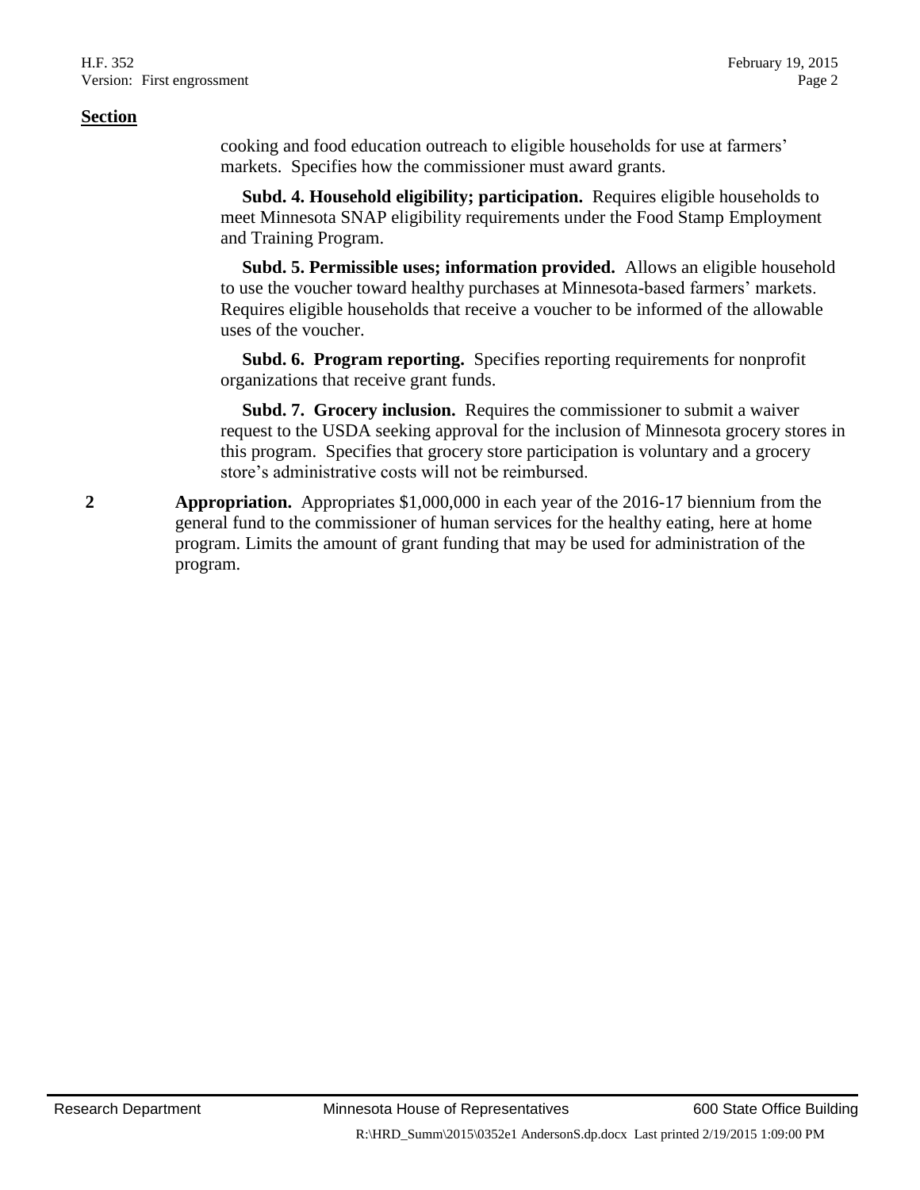**Section**

cooking and food education outreach to eligible households for use at farmers' markets. Specifies how the commissioner must award grants.

**Subd. 4. Household eligibility; participation.** Requires eligible households to meet Minnesota SNAP eligibility requirements under the Food Stamp Employment and Training Program.

**Subd. 5. Permissible uses; information provided.** Allows an eligible household to use the voucher toward healthy purchases at Minnesota-based farmers' markets. Requires eligible households that receive a voucher to be informed of the allowable uses of the voucher.

**Subd. 6. Program reporting.** Specifies reporting requirements for nonprofit organizations that receive grant funds.

**Subd. 7. Grocery inclusion.** Requires the commissioner to submit a waiver request to the USDA seeking approval for the inclusion of Minnesota grocery stores in this program. Specifies that grocery store participation is voluntary and a grocery store's administrative costs will not be reimbursed.

**2** **Appropriation.** Appropriates $1,000,000 in each year of the 2016-17 biennium from the general fund to the commissioner of human services for the healthy eating, here at home program. Limits the amount of grant funding that may be used for administration of the program.